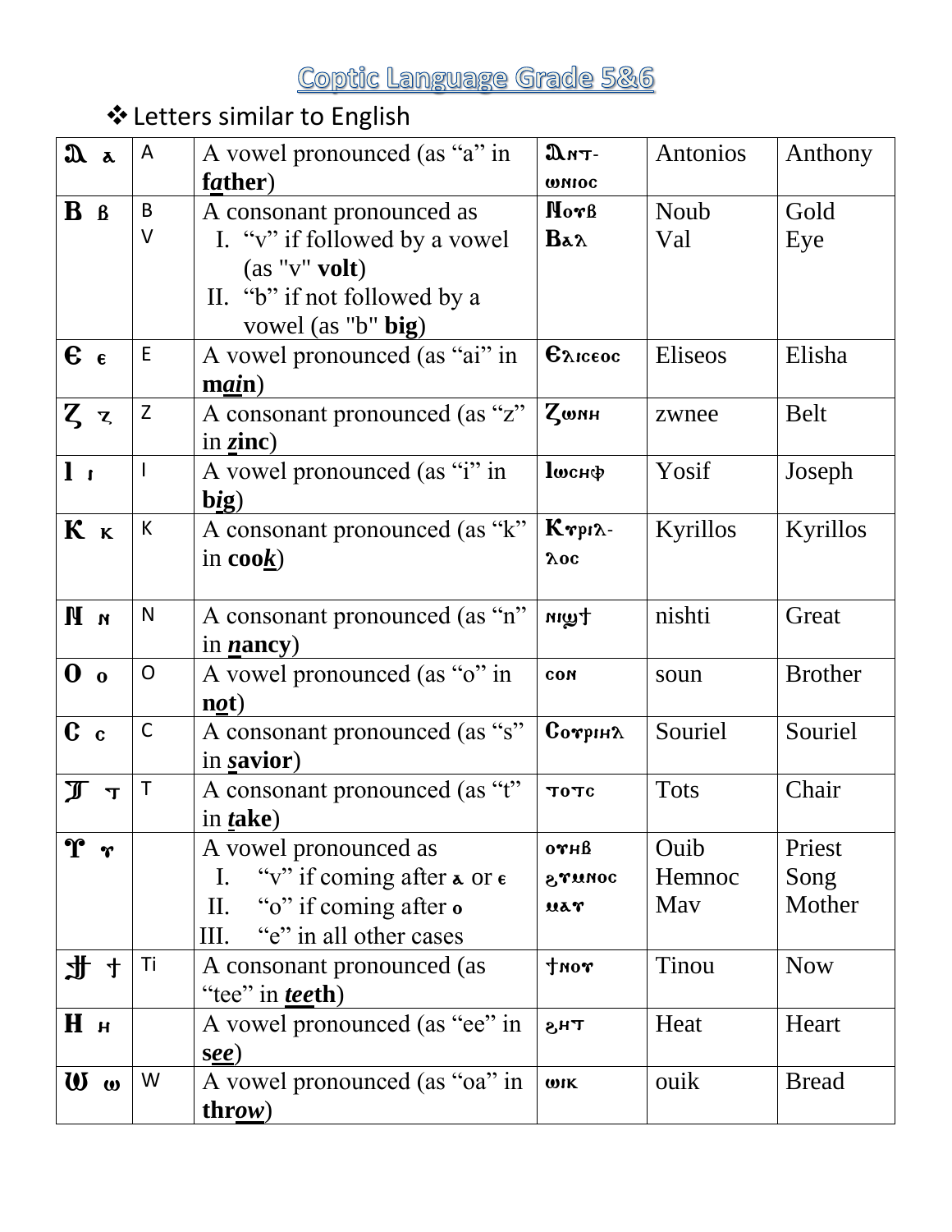# Coptic Language Grade 5&6

❖ Letters similar to English

| | | | | | |
|---|---|---|---|---|---|
| Ⲁ ⲁ | A | A vowel pronounced (as "a" in **f<u>a</u>ther**) | Ⲁⲛⲧ-ⲱⲛⲓⲟⲥ | Antonios | Anthony |
| Ⲃ ⲃ | B<br>V | A consonant pronounced as<br>I. "v" if followed by a vowel (as "v" **volt**)<br>II. "b" if not followed by a vowel (as "b" **big**) | Ⲛⲟⲩⲃ<br>Ⲃⲁⲗ | Noub<br>Val | Gold<br>Eye |
| Ⲉ ⲉ | E | A vowel pronounced (as "ai" in **m<u>ai</u>n**) | Ⲉⲗⲓⲥⲉⲟⲥ | Eliseos | Elisha |
| Ⲍ ⲍ | Z | A consonant pronounced (as "z" in **<u>z</u>inc**) | Ⲍⲱⲛⲏ | zwnee | Belt |
| Ⲓ ⲓ | I | A vowel pronounced (as "i" in **b<u>i</u>g**) | Ⲓⲱⲥⲏⲫ | Yosif | Joseph |
| Ⲕ ⲕ | K | A consonant pronounced (as "k" in **coo<u>k</u>**) | Ⲕⲩⲣⲓⲗ-ⲗⲟⲥ | Kyrillos | Kyrillos |
| Ⲛ ⲛ | N | A consonant pronounced (as "n" in **<u>n</u>ancy**) | ⲛⲓϣϯ | nishti | Great |
| Ⲟ ⲟ | O | A vowel pronounced (as "o" in **n<u>o</u>t**) | ⲥⲟⲛ | soun | Brother |
| Ⲥ ⲥ | C | A consonant pronounced (as "s" in **<u>s</u>avior**) | Ⲥⲟⲩⲣⲓⲏⲗ | Souriel | Souriel |
| Ⲧ ⲧ | T | A consonant pronounced (as "t" in **<u>t</u>ake**) | ⲧⲟⲧⲥ | Tots | Chair |
| Ⲩ ⲩ | | A vowel pronounced as<br>I. "v" if coming after ⲁ or ⲉ<br>II. "o" if coming after ⲟ<br>III. "e" in all other cases | ⲟⲩⲏⲃ<br>ϩⲩⲙⲛⲟⲥ<br>ⲙⲁⲩ | Ouib<br>Hemnoc<br>Mav | Priest<br>Song<br>Mother |
| Ϯ ϯ | Ti | A consonant pronounced (as "tee" in **<u>tee</u>th**) | ϯⲛⲟⲩ | Tinou | Now |
| Ⲏ ⲏ | | A vowel pronounced (as "ee" in **s<u>ee</u>**) | ϩⲏⲧ | Heat | Heart |
| Ⲱ ⲱ | W | A vowel pronounced (as "oa" in **thr<u>ow</u>**) | ⲱⲓⲕ | ouik | Bread |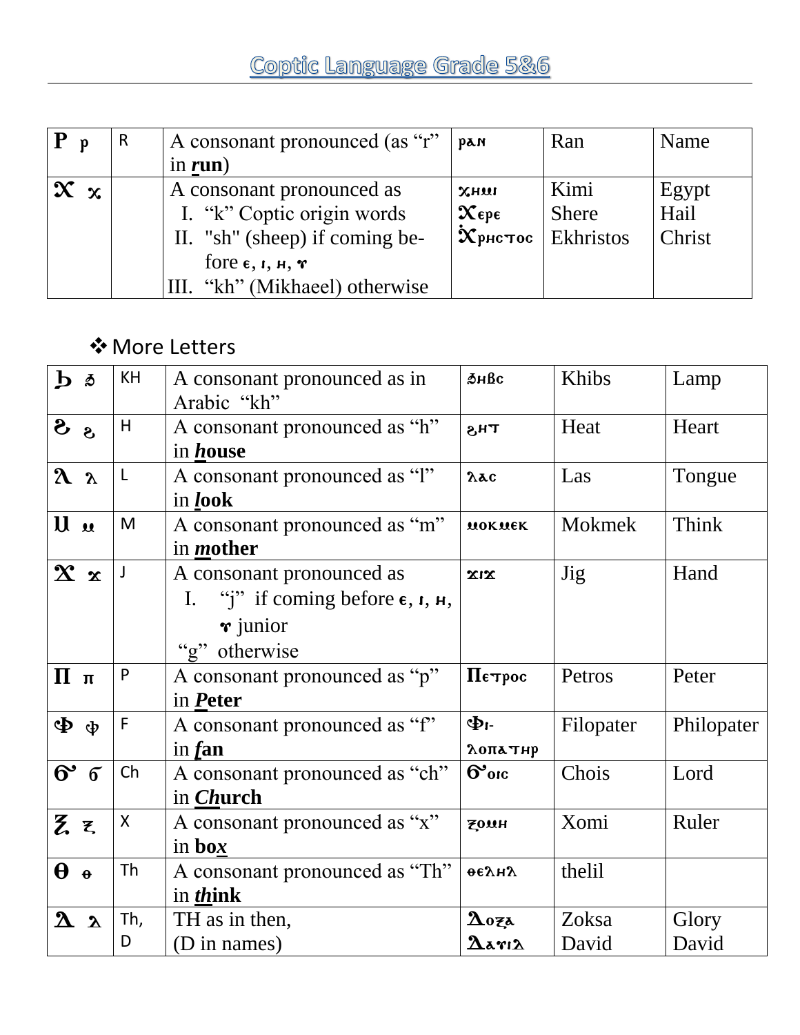# Coptic Language Grade 5&6

| Ⲣ ⲣ | R | A consonant pronounced (as "r" in ***r*un**) | ⲣⲁⲛ | Ran | Name |
|---|---|---|---|---|---|
| Ⲭ ⲭ | | A consonant pronounced as<br>I. "k" Coptic origin words<br>II. "sh" (sheep) if coming before ⲉ, ⲓ, ⲏ, ⲩ<br>III. "kh" (Mikhaeel) otherwise | ⲭⲏⲙⲓ<br>Ⲭⲉⲣⲉ<br>Ⲭ̇ⲣⲏⲥⲧⲟⲥ | Kimi<br>Shere<br>Ekhristos | Egypt<br>Hail<br>Christ |

❖ More Letters

| Ϧ ϧ | KH | A consonant pronounced as in Arabic "kh" | ϧⲏⲃⲥ | Khibs | Lamp |
|---|---|---|---|---|---|
| Ϩ ϩ | H | A consonant pronounced as "h" in ***h*ouse** | ϩⲏⲧ | Heat | Heart |
| Ⲗ ⲗ | L | A consonant pronounced as "l" in ***l*ook** | ⲗⲁⲥ | Las | Tongue |
| Ⲙ ⲙ | M | A consonant pronounced as "m" in ***m*other** | ⲙⲟⲕⲙⲉⲕ | Mokmek | Think |
| Ϫ ϫ | J | A consonant pronounced as<br>I. "j" if coming before ⲉ, ⲓ, ⲏ, ⲩ junior<br>"g" otherwise | ϫⲓϫ | Jig | Hand |
| Ⲡ ⲡ | P | A consonant pronounced as "p" in ***P*eter** | Ⲡⲉⲧⲣⲟⲥ | Petros | Peter |
| Ⲫ ⲫ | F | A consonant pronounced as "f" in ***f*an** | Ⲫⲓⲗⲟⲡⲁⲧⲏⲣ | Filopater | Philopater |
| Ϭ ϭ | Ch | A consonant pronounced as "ch" in ***Ch*urch** | Ϭ̇ⲟⲓⲥ | Chois | Lord |
| Ⲝ ⲝ | X | A consonant pronounced as "x" in **bo*x*** | ⲝⲟⲙⲏ | Xomi | Ruler |
| Ⲑ ⲑ | Th | A consonant pronounced as "Th" in ***th*ink** | ⲑⲉⲗⲏⲗ | thelil | |
| Ⲇ ⲇ | Th, D | TH as in then,<br>(D in names) | Ⲇⲟⲝⲁ<br>Ⲇⲁⲩⲓⲇ | Zoksa<br>David | Glory<br>David |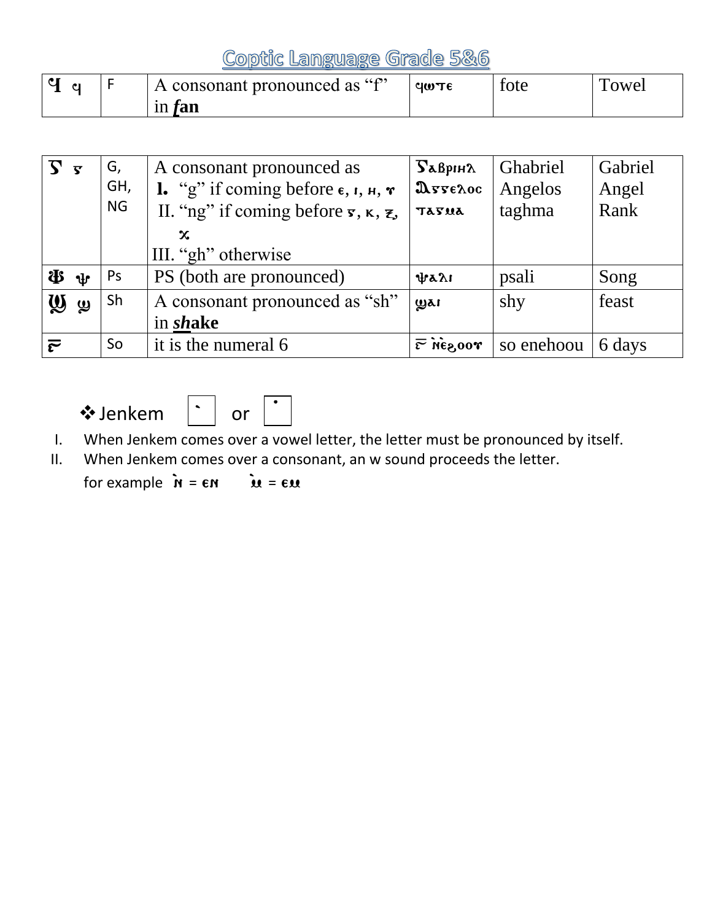# Coptic Language Grade 5&6

| Ϥ ϥ | F | A consonant pronounced as "f" in ***f**an* | ϥⲱⲧⲉ | fote | Towel |
|---|---|---|---|---|---|

| Ⲅ ⲅ | G, GH, NG | A consonant pronounced as **I.** "g" if coming before ⲉ, ⲓ, ⲏ, ⲩ II. "ng" if coming before ⲅ, ⲕ, ⲝ, ϫ III. "gh" otherwise | Ⲅⲁⲃⲣⲓⲏⲗ Ⲁⲅⲅⲉⲗⲟⲥ ⲧⲁⲅⲙⲁ | Ghabriel Angelos taghma | Gabriel Angel Rank |
|---|---|---|---|---|---|
| Ⲯ ⲯ | Ps | PS (both are pronounced) | ⲯⲁⲗⲓ | psali | Song |
| Ϣ ϣ | Sh | A consonant pronounced as "sh" in ***sh**ake* | ϣⲁⲓ | shy | feast |
| ⲋ | So | it is the numeral 6 | ⲋ̅ ⲛ̀ⲉϩⲟⲟⲩ | so enehoou | 6 days |

❖ Jenkem `  or ˙

I. When Jenkem comes over a vowel letter, the letter must be pronounced by itself.

II. When Jenkem comes over a consonant, an w sound proceeds the letter.

for example ⲛ̀ = ⲉⲛ   ⲙ̀ = ⲉⲙ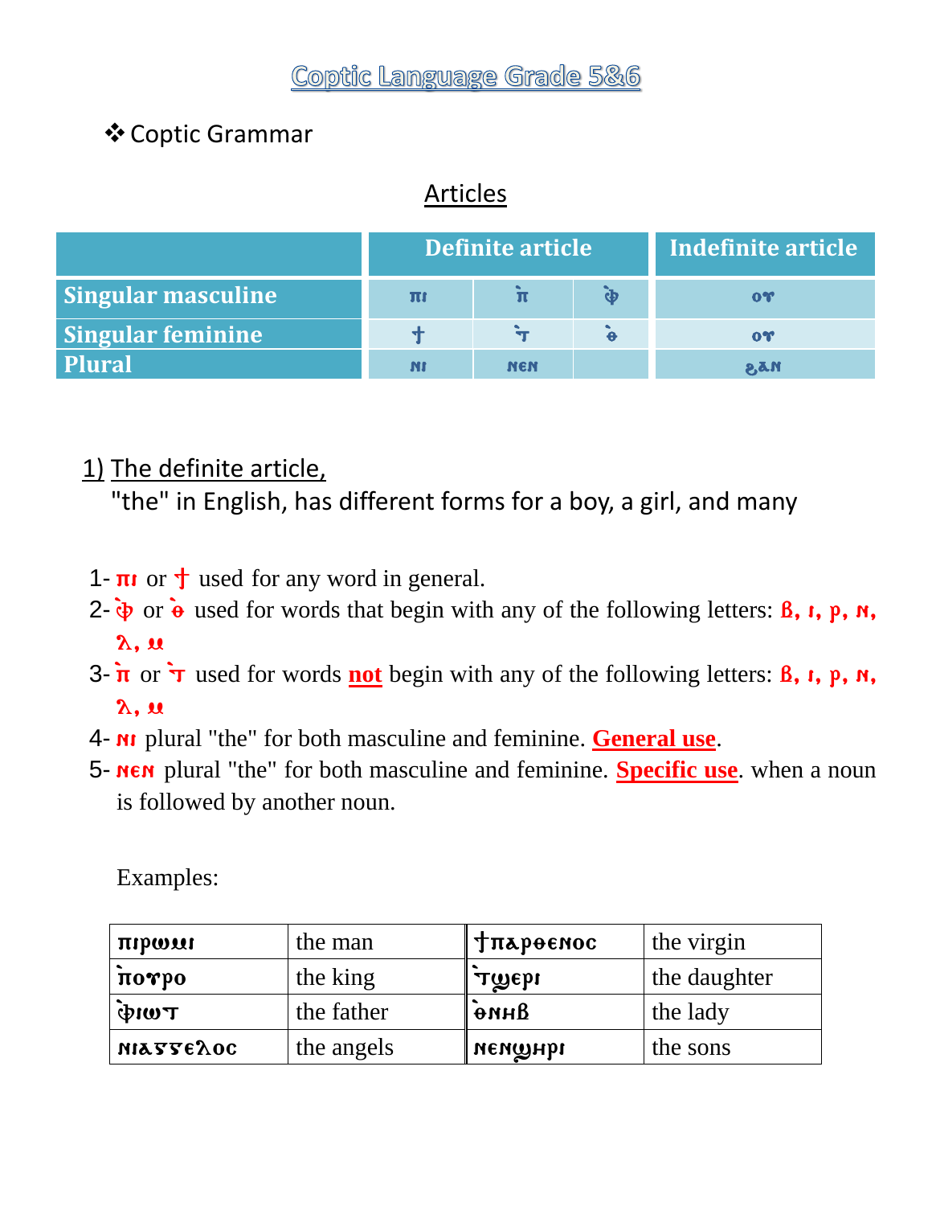# Coptic Language Grade 5&6

❖ Coptic Grammar

## Articles

| | Definite article | | | Indefinite article |
|---|---|---|---|---|
| **Singular masculine** | ⲡⲓ | ⲡ̀ | ⲫ̀ | ⲟⲩ |
| **Singular feminine** | ϯ | ⲧ̀ | ⲑ̀ | ⲟⲩ |
| **Plural** | ⲛⲓ | ⲛⲉⲛ | | ϩⲁⲛ |

### 1) The definite article,

"the" in English, has different forms for a boy, a girl, and many

1- ⲡⲓ or ϯ used for any word in general.
2- ⲫ̀ or ⲑ̀ used for words that begin with any of the following letters: ⲃ, ⲓ, ⲣ, ⲛ, ⲗ, ⲙ
3- ⲡ̀ or ⲧ̀ used for words **not** begin with any of the following letters: ⲃ, ⲓ, ⲣ, ⲛ, ⲗ, ⲙ
4- ⲛⲓ plural "the" for both masculine and feminine. **General use**.
5- ⲛⲉⲛ plural "the" for both masculine and feminine. **Specific use**. when a noun is followed by another noun.

Examples:

| | | | |
|---|---|---|---|
| ⲡⲓⲣⲱⲙⲓ | the man | ϯⲡⲁⲣⲑⲉⲛⲟⲥ | the virgin |
| ⲡ̀ⲟⲩⲣⲟ | the king | ⲧ̀ϣⲉⲣⲓ | the daughter |
| ⲫ̀ⲓⲱⲧ | the father | ⲑ̀ⲛⲏⲃ | the lady |
| ⲛⲓⲁⲅⲅⲉⲗⲟⲥ | the angels | ⲛⲉⲛϣⲏⲣⲓ | the sons |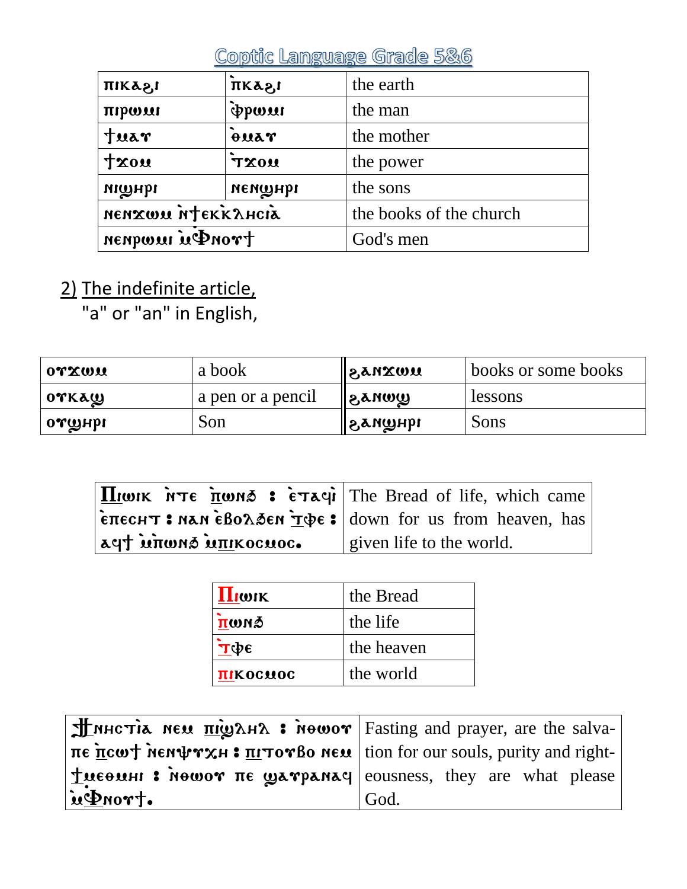# Coptic Language Grade 5&6

| ⲡⲓⲕⲁϩⲓ | ⲡ̀ⲕⲁϩⲓ | the earth |
|---|---|---|
| ⲡⲓⲣⲱⲙⲓ | ⲫ̀ⲣⲱⲙⲓ | the man |
| ϯⲙⲁⲩ | ⲑ̀ⲙⲁⲩ | the mother |
| ϯϫⲟⲙ | ⲧ̀ϫⲟⲙ | the power |
| ⲛⲓϣⲏⲣⲓ | ⲛⲉⲛϣⲏⲣⲓ | the sons |
| ⲛⲉⲛϫⲱⲙ ⲛ̀ϯⲉⲕⲕⲗⲏⲥⲓⲁ | | the books of the church |
| ⲛⲉⲛⲣⲱⲙⲓ ⲙ̀Ⲫⲛⲟⲩϯ | | God's men |

## 2) The indefinite article,

"a" or "an" in English,

| ⲟⲩϫⲱⲙ | a book | ϩⲁⲛϫⲱⲙ | books or some books |
|---|---|---|---|
| ⲟⲩⲕⲁϣ | a pen or a pencil | ϩⲁⲛⲱϣ | lessons |
| ⲟⲩϣⲏⲣⲓ | Son | ϩⲁⲛϣⲏⲣⲓ | Sons |

| Ⲡⲓⲱⲓⲕ ⲛ̀ⲧⲉ ⲡ̀ⲱⲛϧ : ⲉ̀ⲧⲁϥⲓ ⲉ̀ⲡⲉⲥⲏⲧ : ⲛⲁⲛ ⲉ̀ⲃⲟⲗϧⲉⲛ ⲧ̀ⲫⲉ : ⲁϥϯ ⲙ̀ⲡ̀ⲱⲛϧ ⲙ̀ⲡⲓⲕⲟⲥⲙⲟⲥ. | The Bread of life, which came down for us from heaven, has given life to the world. |
|---|---|

| Ⲡⲓⲱⲓⲕ | the Bread |
|---|---|
| ⲡ̀ⲱⲛϧ | the life |
| ⲧ̀ⲫⲉ | the heaven |
| ⲡⲓⲕⲟⲥⲙⲟⲥ | the world |

| Ϯⲛⲏⲥⲧⲓⲁ ⲛⲉⲙ ⲡⲓϣ̀ⲗⲏⲗ : ⲛ̀ⲑⲱⲟⲩ ⲡⲉ ⲡ̀ⲥⲱϯ ⲛ̀ⲛⲉⲛⲯⲩⲭⲏ : ⲡⲓⲧⲟⲩⲃⲟ ⲛⲉⲙ ϯⲙⲉⲑⲙⲏⲓ : ⲛ̀ⲑⲱⲟⲩ ⲡⲉ ϣⲁⲩⲣⲁⲛⲁϥ ⲙ̀Ⲫⲛⲟⲩϯ. | Fasting and prayer, are the salvation for our souls, purity and righteousness, they are what please God. |
|---|---|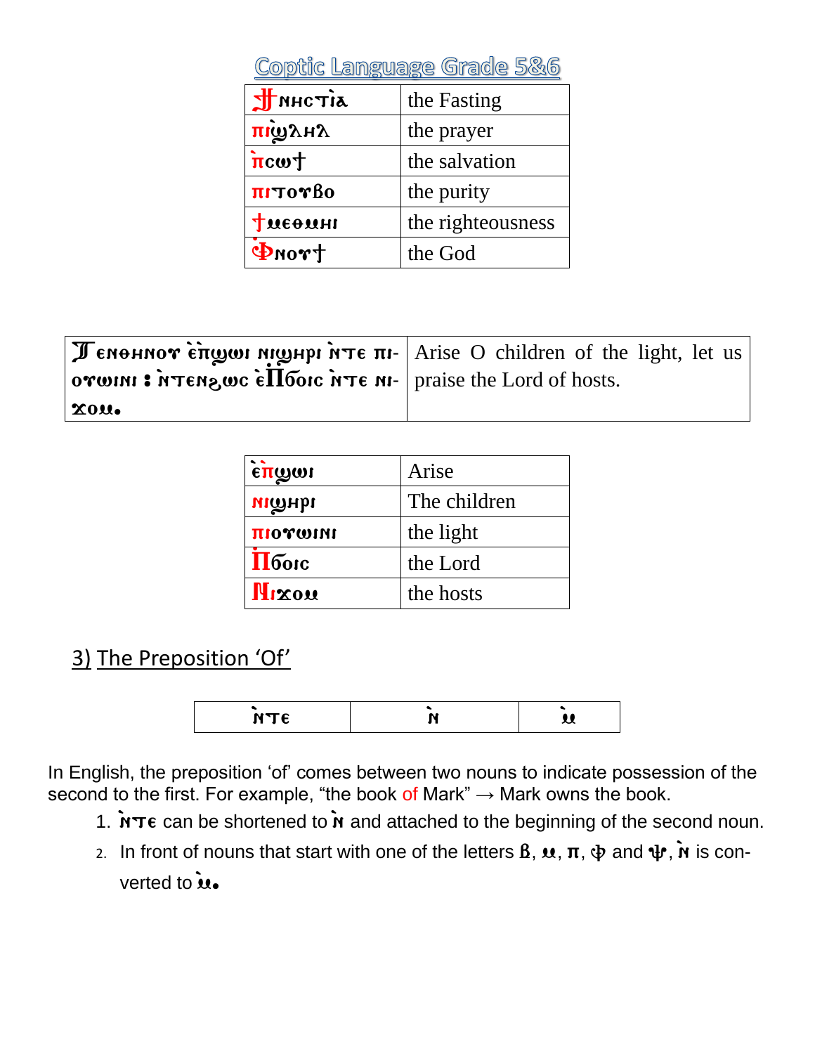# Coptic Language Grade 5&6

| | |
|---|---|
| ϮⲚⲎⲤⲦⲒⲀ | the Fasting |
| ⲠⲒϢⲖⲎⲖ | the prayer |
| ⲠⲤⲰϮ | the salvation |
| ⲠⲒⲦⲞⲨⲂⲞ | the purity |
| ϮⲘⲈⲐⲘⲎⲒ | the righteousness |
| ⲪⲚⲞⲨϮ | the God |

| | |
|---|---|
| Ϯⲉⲛⲑⲏⲛⲟⲩ ⲉ̀ⲡϣⲱⲓ ⲛⲓϣⲏⲣⲓ ⲛ̀ⲧⲉ ⲡⲓⲟⲩⲱⲓⲛⲓ ⁝ ⲛ̀ⲧⲉⲛϩⲱⲥ ⲉ̀Ⲡϭⲟⲓⲥ ⲛ̀ⲧⲉ ⲛⲓϫⲟⲙ. | Arise O children of the light, let us praise the Lord of hosts. |

| | |
|---|---|
| ⲉ̀ⲡϣⲱⲓ | Arise |
| ⲛⲓϣⲏⲣⲓ | The children |
| ⲡⲓⲟⲩⲱⲓⲛⲓ | the light |
| Ⲡϭⲟⲓⲥ | the Lord |
| Ⲛⲓϫⲟⲙ | the hosts |

## 3) The Preposition ‘Of’

| | | |
|---|---|---|
| ⲛ̀ⲧⲉ | ⲛ̀ | ⲙ̀ |

In English, the preposition ‘of’ comes between two nouns to indicate possession of the second to the first. For example, “the book of Mark” → Mark owns the book.

1. ⲛ̀ⲧⲉ can be shortened to ⲛ̀ and attached to the beginning of the second noun.
2. In front of nouns that start with one of the letters ⲃ, ⲙ, ⲡ, ⲫ and ⲯ, ⲛ̀ is converted to ⲙ̀.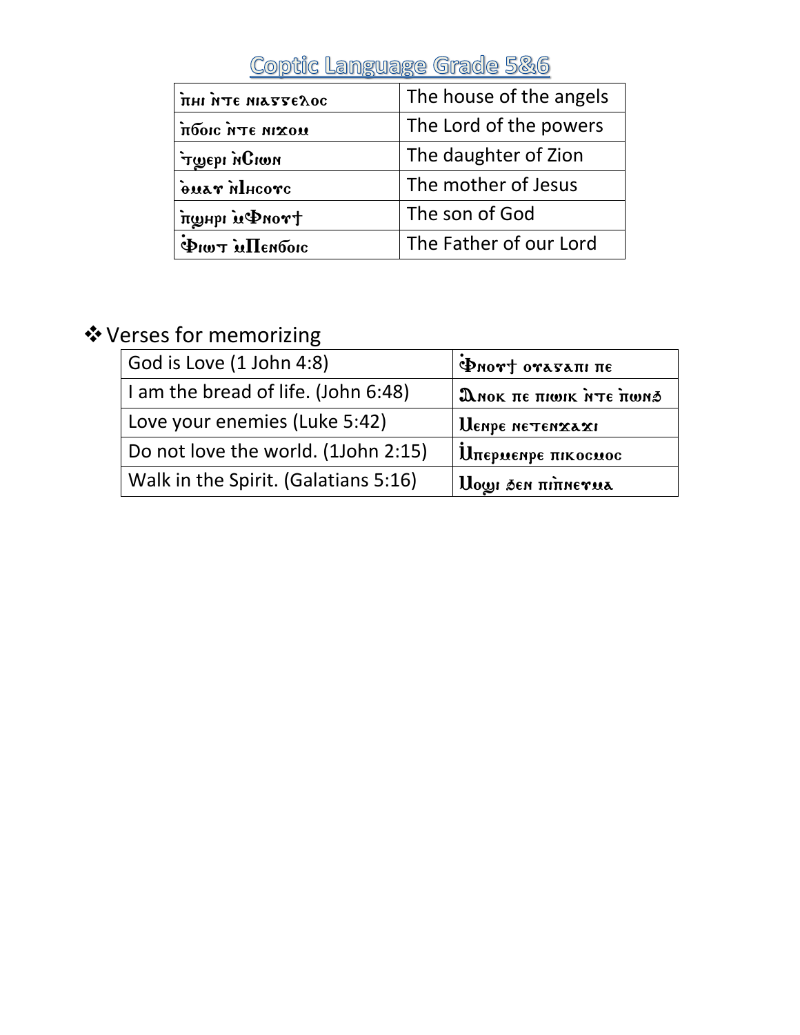# Coptic Language Grade 5&6

| | |
|---|---|
| ⲡ̀ⲏⲓ ⲛ̀ⲧⲉ ⲛⲓⲁⲅⲅⲉⲗⲟⲥ | The house of the angels |
| ⲡ̀ϭⲟⲓⲥ ⲛ̀ⲧⲉ ⲛⲓϫⲟⲙ | The Lord of the powers |
| ⲧ̀ϣⲉⲣⲓ ⲛ̀Ⲥⲓⲱⲛ | The daughter of Zion |
| ⲑ̀ⲙⲁⲩ ⲛ̀Ⲓⲏⲥⲟⲩⲥ | The mother of Jesus |
| ⲡ̀ϣⲏⲣⲓ ⲙ̀Ⲫⲛⲟⲩϯ | The son of God |
| Ⲫ̇ⲓⲱⲧ ⲙ̀Ⲡⲉⲛϭⲟⲓⲥ | The Father of our Lord |

- Verses for memorizing

| | |
|---|---|
| God is Love (1 John 4:8) | Ⲫ̇ⲛⲟⲩϯ ⲟⲩⲁⲅⲁⲡⲓ ⲡⲉ |
| I am the bread of life. (John 6:48) | Ⲁⲛⲟⲕ ⲡⲉ ⲡⲓⲱⲓⲕ ⲛ̀ⲧⲉ ⲡ̀ⲱⲛϧ |
| Love your enemies (Luke 5:42) | Ⲙⲉⲛⲣⲉ ⲛⲉⲧⲉⲛϫⲁϫⲓ |
| Do not love the world. (1John 2:15) | Ⲙ̇ⲡⲉⲣⲙⲉⲛⲣⲉ ⲡⲓⲕⲟⲥⲙⲟⲥ |
| Walk in the Spirit. (Galatians 5:16) | Ⲙⲟϣⲓ ϧⲉⲛ ⲡⲓⲡ̀ⲛⲉⲩⲙⲁ |